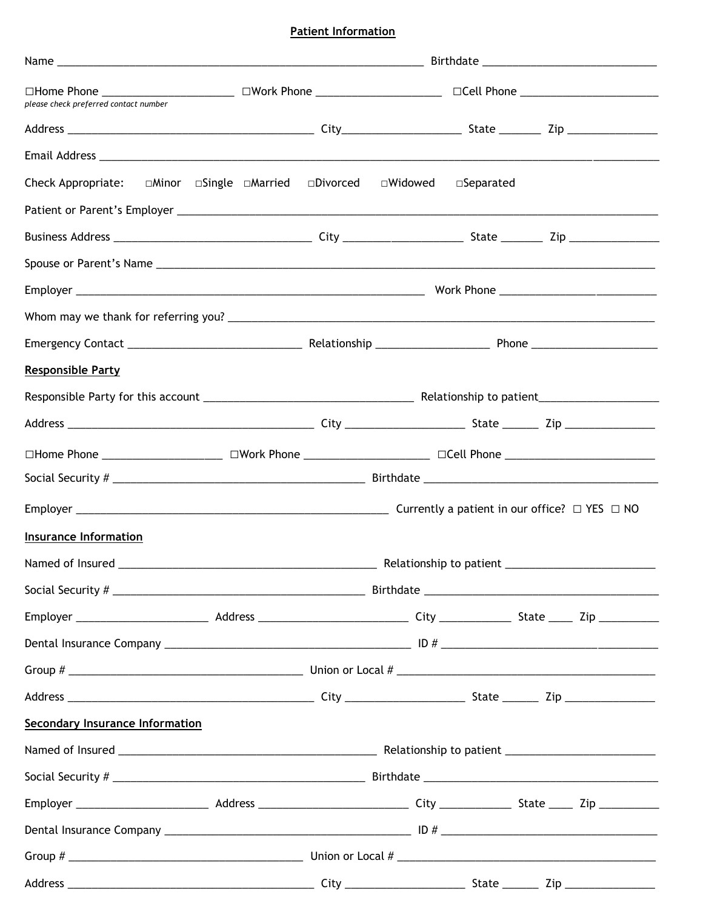## Patient Information

Name ______________________________________________ Birthdate ________________________

☐Home Phone __________________ ☐Work Phone __________________ ☐Cell Phone ____________________

*please check preferred contact number*

Address ________________________________ City________________ State ______ Zip ____________

Email Address ______________________________________________________________________________

Check Appropriate: ☐Minor ☐Single ☐Married ☐Divorced ☐Widowed ☐Separated

Patient or Parent's Employer ________________________________________________________________

Business Address __________________________ City ________________ State ______ Zip ____________

Spouse or Parent's Name ____________________________________________________________________

Employer ______________________________________________ Work Phone ______________________

Whom may we thank for referring you? _________________________________________________________

Emergency Contact _______________________ Relationship _______________ Phone _________________

**Responsible Party**

Responsible Party for this account ___________________________ Relationship to patient________________

Address ________________________________ City ________________ State _____ Zip ____________

☐Home Phone ________________ ☐Work Phone __________________ ☐Cell Phone ____________________

Social Security # _________________________________ Birthdate _______________________________

Employer __________________________________________ Currently a patient in our office? ☐ YES ☐ NO

**Insurance Information**

Named of Insured __________________________________ Relationship to patient ____________________

Social Security # _________________________________ Birthdate _______________________________

Employer __________________ Address ____________________ City __________ State ____ Zip ________

Dental Insurance Company ________________________________ ID # ____________________________

Group # ______________________________ Union or Local # ___________________________________

Address ________________________________ City ________________ State _____ Zip ____________

**Secondary Insurance Information**

Named of Insured __________________________________ Relationship to patient ____________________

Social Security # _________________________________ Birthdate _______________________________

Employer __________________ Address ____________________ City __________ State ____ Zip ________

Dental Insurance Company ________________________________ ID # ____________________________

Group # ______________________________ Union or Local # ___________________________________

Address ________________________________ City ________________ State _____ Zip ____________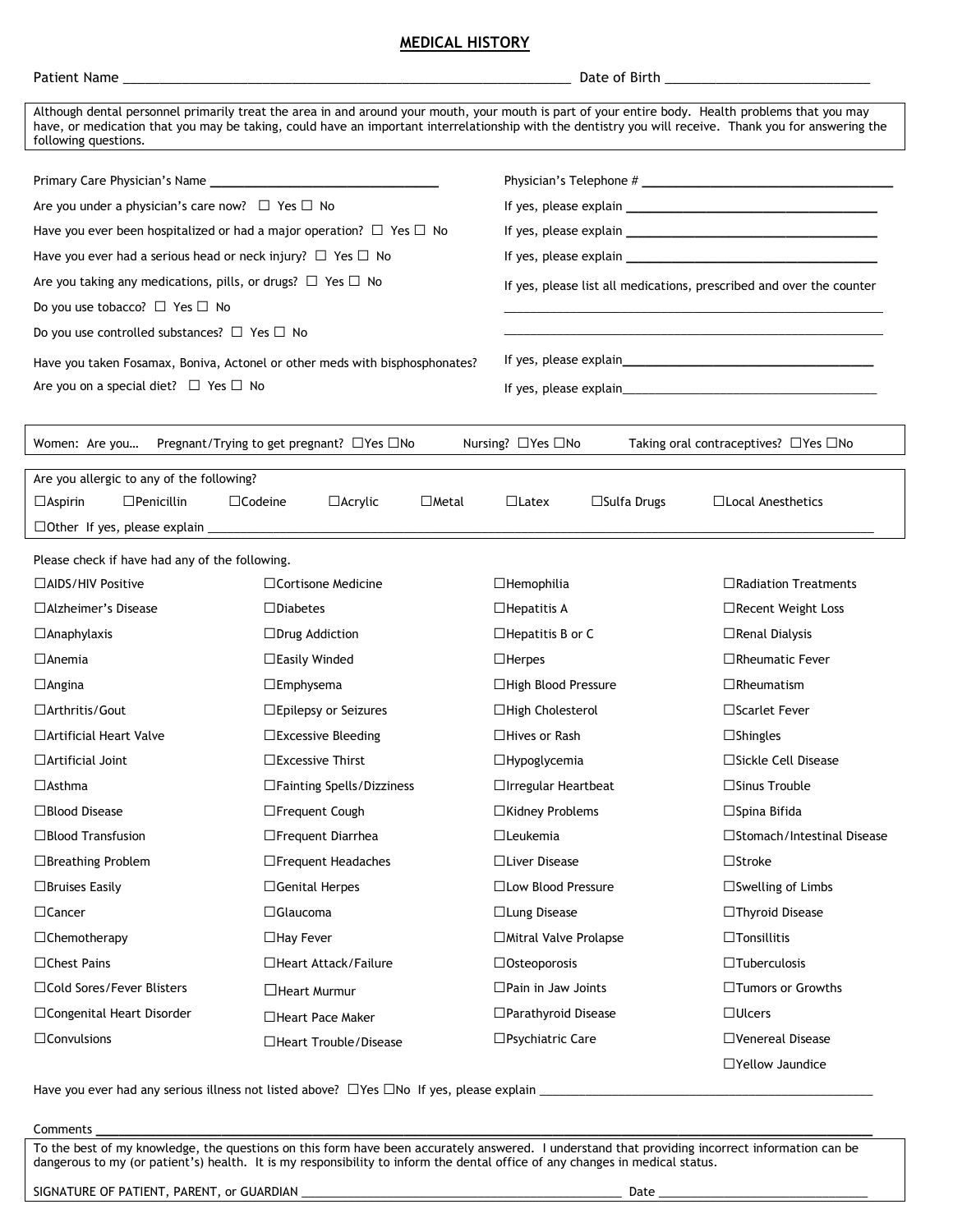# MEDICAL HISTORY

Patient Name ______________________________________________ Date of Birth ___________________________

Although dental personnel primarily treat the area in and around your mouth, your mouth is part of your entire body. Health problems that you may have, or medication that you may be taking, could have an important interrelationship with the dentistry you will receive. Thank you for answering the following questions.

Primary Care Physician's Name ______________________________ Physician's Telephone # ______________________________

Are you under a physician's care now? ☐ Yes ☐ No If yes, please explain ______________________________

Have you ever been hospitalized or had a major operation? ☐ Yes ☐ No If yes, please explain ______________________________

Have you ever had a serious head or neck injury? ☐ Yes ☐ No If yes, please explain ______________________________

Are you taking any medications, pills, or drugs? ☐ Yes ☐ No If yes, please list all medications, prescribed and over the counter

Do you use tobacco? ☐ Yes ☐ No ______________________________

Do you use controlled substances? ☐ Yes ☐ No ______________________________

Have you taken Fosamax, Boniva, Actonel or other meds with bisphosphonates? If yes, please explain______________________________

Are you on a special diet? ☐ Yes ☐ No If yes, please explain______________________________

Women: Are you… Pregnant/Trying to get pregnant? ☐Yes ☐No Nursing? ☐Yes ☐No Taking oral contraceptives? ☐Yes ☐No

Are you allergic to any of the following?

☐Aspirin ☐Penicillin ☐Codeine ☐Acrylic ☐Metal ☐Latex ☐Sulfa Drugs ☐Local Anesthetics

☐Other If yes, please explain ______________________________

Please check if have had any of the following.

| | | | |
|---|---|---|---|
| ☐AIDS/HIV Positive | ☐Cortisone Medicine | ☐Hemophilia | ☐Radiation Treatments |
| ☐Alzheimer's Disease | ☐Diabetes | ☐Hepatitis A | ☐Recent Weight Loss |
| ☐Anaphylaxis | ☐Drug Addiction | ☐Hepatitis B or C | ☐Renal Dialysis |
| ☐Anemia | ☐Easily Winded | ☐Herpes | ☐Rheumatic Fever |
| ☐Angina | ☐Emphysema | ☐High Blood Pressure | ☐Rheumatism |
| ☐Arthritis/Gout | ☐Epilepsy or Seizures | ☐High Cholesterol | ☐Scarlet Fever |
| ☐Artificial Heart Valve | ☐Excessive Bleeding | ☐Hives or Rash | ☐Shingles |
| ☐Artificial Joint | ☐Excessive Thirst | ☐Hypoglycemia | ☐Sickle Cell Disease |
| ☐Asthma | ☐Fainting Spells/Dizziness | ☐Irregular Heartbeat | ☐Sinus Trouble |
| ☐Blood Disease | ☐Frequent Cough | ☐Kidney Problems | ☐Spina Bifida |
| ☐Blood Transfusion | ☐Frequent Diarrhea | ☐Leukemia | ☐Stomach/Intestinal Disease |
| ☐Breathing Problem | ☐Frequent Headaches | ☐Liver Disease | ☐Stroke |
| ☐Bruises Easily | ☐Genital Herpes | ☐Low Blood Pressure | ☐Swelling of Limbs |
| ☐Cancer | ☐Glaucoma | ☐Lung Disease | ☐Thyroid Disease |
| ☐Chemotherapy | ☐Hay Fever | ☐Mitral Valve Prolapse | ☐Tonsillitis |
| ☐Chest Pains | ☐Heart Attack/Failure | ☐Osteoporosis | ☐Tuberculosis |
| ☐Cold Sores/Fever Blisters | ☐Heart Murmur | ☐Pain in Jaw Joints | ☐Tumors or Growths |
| ☐Congenital Heart Disorder | ☐Heart Pace Maker | ☐Parathyroid Disease | ☐Ulcers |
| ☐Convulsions | ☐Heart Trouble/Disease | ☐Psychiatric Care | ☐Venereal Disease |
| | | | ☐Yellow Jaundice |

Have you ever had any serious illness not listed above? ☐Yes ☐No If yes, please explain ______________________________

Comments ______________________________________________________________

To the best of my knowledge, the questions on this form have been accurately answered. I understand that providing incorrect information can be dangerous to my (or patient's) health. It is my responsibility to inform the dental office of any changes in medical status.

SIGNATURE OF PATIENT, PARENT, or GUARDIAN ______________________________ Date ______________________________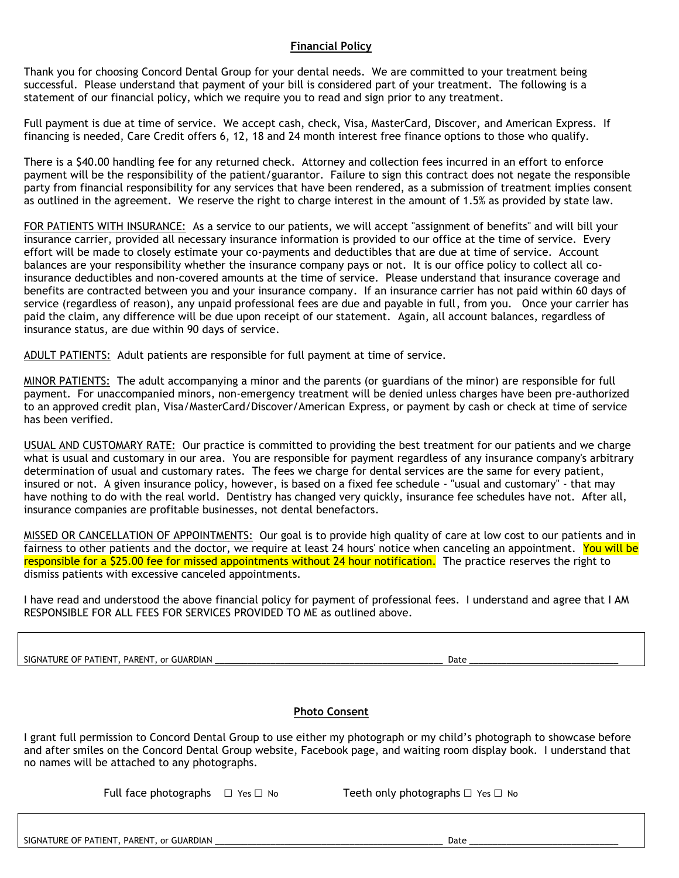## Financial Policy

Thank you for choosing Concord Dental Group for your dental needs. We are committed to your treatment being successful. Please understand that payment of your bill is considered part of your treatment. The following is a statement of our financial policy, which we require you to read and sign prior to any treatment.

Full payment is due at time of service. We accept cash, check, Visa, MasterCard, Discover, and American Express. If financing is needed, Care Credit offers 6, 12, 18 and 24 month interest free finance options to those who qualify.

There is a $40.00 handling fee for any returned check. Attorney and collection fees incurred in an effort to enforce payment will be the responsibility of the patient/guarantor. Failure to sign this contract does not negate the responsible party from financial responsibility for any services that have been rendered, as a submission of treatment implies consent as outlined in the agreement. We reserve the right to charge interest in the amount of 1.5% as provided by state law.

FOR PATIENTS WITH INSURANCE: As a service to our patients, we will accept "assignment of benefits" and will bill your insurance carrier, provided all necessary insurance information is provided to our office at the time of service. Every effort will be made to closely estimate your co-payments and deductibles that are due at time of service. Account balances are your responsibility whether the insurance company pays or not. It is our office policy to collect all co-insurance deductibles and non-covered amounts at the time of service. Please understand that insurance coverage and benefits are contracted between you and your insurance company. If an insurance carrier has not paid within 60 days of service (regardless of reason), any unpaid professional fees are due and payable in full, from you. Once your carrier has paid the claim, any difference will be due upon receipt of our statement. Again, all account balances, regardless of insurance status, are due within 90 days of service.

ADULT PATIENTS: Adult patients are responsible for full payment at time of service.

MINOR PATIENTS: The adult accompanying a minor and the parents (or guardians of the minor) are responsible for full payment. For unaccompanied minors, non-emergency treatment will be denied unless charges have been pre-authorized to an approved credit plan, Visa/MasterCard/Discover/American Express, or payment by cash or check at time of service has been verified.

USUAL AND CUSTOMARY RATE: Our practice is committed to providing the best treatment for our patients and we charge what is usual and customary in our area. You are responsible for payment regardless of any insurance company's arbitrary determination of usual and customary rates. The fees we charge for dental services are the same for every patient, insured or not. A given insurance policy, however, is based on a fixed fee schedule - "usual and customary" - that may have nothing to do with the real world. Dentistry has changed very quickly, insurance fee schedules have not. After all, insurance companies are profitable businesses, not dental benefactors.

MISSED OR CANCELLATION OF APPOINTMENTS: Our goal is to provide high quality of care at low cost to our patients and in fairness to other patients and the doctor, we require at least 24 hours' notice when canceling an appointment. You will be responsible for a $25.00 fee for missed appointments without 24 hour notification. The practice reserves the right to dismiss patients with excessive canceled appointments.

I have read and understood the above financial policy for payment of professional fees. I understand and agree that I AM RESPONSIBLE FOR ALL FEES FOR SERVICES PROVIDED TO ME as outlined above.

SIGNATURE OF PATIENT, PARENT, or GUARDIAN ______________________________ Date ____________________

## Photo Consent

I grant full permission to Concord Dental Group to use either my photograph or my child's photograph to showcase before and after smiles on the Concord Dental Group website, Facebook page, and waiting room display book. I understand that no names will be attached to any photographs.

Full face photographs ☐ Yes ☐ No          Teeth only photographs ☐ Yes ☐ No

SIGNATURE OF PATIENT, PARENT, or GUARDIAN ______________________________ Date ____________________